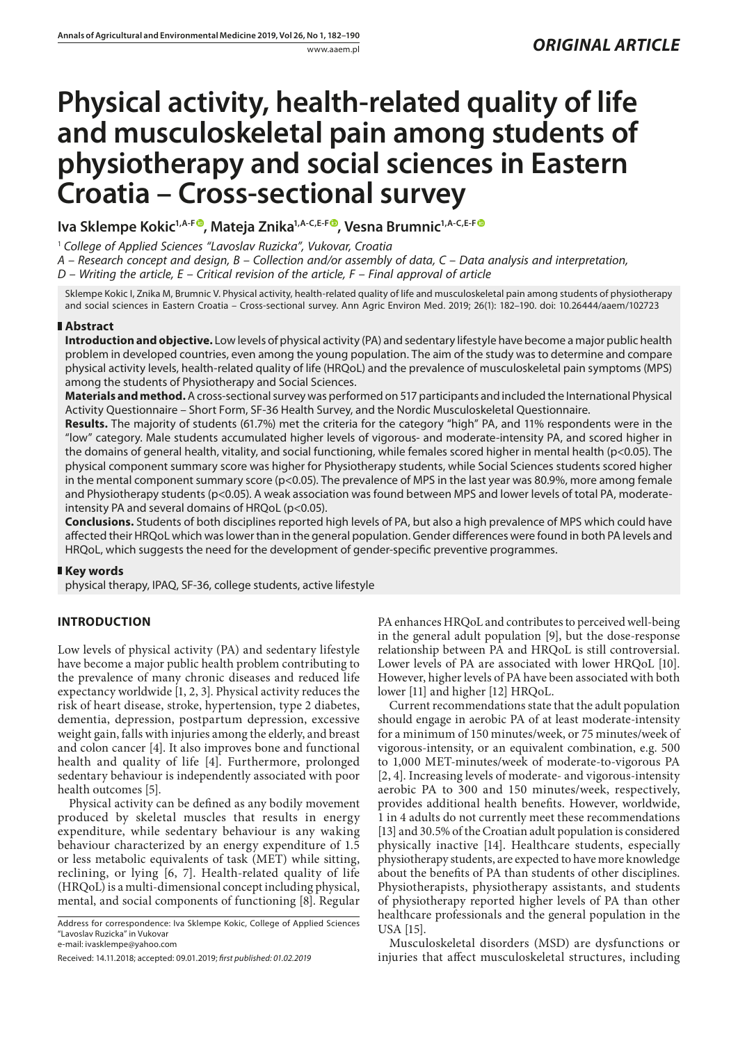*ORIGINAL ARTICLE*

# Physical activity, health-related quality of life and musculoskeletal pain among students of physiotherapy and social sciences in Eastern Croatia – Cross-sectional survey

**Iva Sklempe Kokic[1,A-F], Mateja Znika[1,A-C,E-F], Vesna Brumnic[1,A-C,E-F]**

[1] *College of Applied Sciences "Lavoslav Ruzicka", Vukovar, Croatia*

*A – Research concept and design, B – Collection and/or assembly of data, C – Data analysis and interpretation, D – Writing the article, E – Critical revision of the article, F – Final approval of article*

Sklempe Kokic I, Znika M, Brumnic V. Physical activity, health-related quality of life and musculoskeletal pain among students of physiotherapy and social sciences in Eastern Croatia – Cross-sectional survey. Ann Agric Environ Med. 2019; 26(1): 182–190. doi: 10.26444/aaem/102723

## Abstract

**Introduction and objective.** Low levels of physical activity (PA) and sedentary lifestyle have become a major public health problem in developed countries, even among the young population. The aim of the study was to determine and compare physical activity levels, health-related quality of life (HRQoL) and the prevalence of musculoskeletal pain symptoms (MPS) among the students of Physiotherapy and Social Sciences.

**Materials and method.** A cross-sectional survey was performed on 517 participants and included the International Physical Activity Questionnaire – Short Form, SF-36 Health Survey, and the Nordic Musculoskeletal Questionnaire.

**Results.** The majority of students (61.7%) met the criteria for the category "high" PA, and 11% respondents were in the "low" category. Male students accumulated higher levels of vigorous- and moderate-intensity PA, and scored higher in the domains of general health, vitality, and social functioning, while females scored higher in mental health ($p<0.05$). The physical component summary score was higher for Physiotherapy students, while Social Sciences students scored higher in the mental component summary score ($p<0.05$). The prevalence of MPS in the last year was 80.9%, more among female and Physiotherapy students ($p<0.05$). A weak association was found between MPS and lower levels of total PA, moderate-intensity PA and several domains of HRQoL ($p<0.05$).

**Conclusions.** Students of both disciplines reported high levels of PA, but also a high prevalence of MPS which could have affected their HRQoL which was lower than in the general population. Gender differences were found in both PA levels and HRQoL, which suggests the need for the development of gender-specific preventive programmes.

## Key words

physical therapy, IPAQ, SF-36, college students, active lifestyle

## INTRODUCTION

Low levels of physical activity (PA) and sedentary lifestyle have become a major public health problem contributing to the prevalence of many chronic diseases and reduced life expectancy worldwide [1, 2, 3]. Physical activity reduces the risk of heart disease, stroke, hypertension, type 2 diabetes, dementia, depression, postpartum depression, excessive weight gain, falls with injuries among the elderly, and breast and colon cancer [4]. It also improves bone and functional health and quality of life [4]. Furthermore, prolonged sedentary behaviour is independently associated with poor health outcomes [5].

Physical activity can be defined as any bodily movement produced by skeletal muscles that results in energy expenditure, while sedentary behaviour is any waking behaviour characterized by an energy expenditure of 1.5 or less metabolic equivalents of task (MET) while sitting, reclining, or lying [6, 7]. Health-related quality of life (HRQoL) is a multi-dimensional concept including physical, mental, and social components of functioning [8]. Regular PA enhances HRQoL and contributes to perceived well-being in the general adult population [9], but the dose-response relationship between PA and HRQoL is still controversial. Lower levels of PA are associated with lower HRQoL [10]. However, higher levels of PA have been associated with both lower [11] and higher [12] HRQoL.

Current recommendations state that the adult population should engage in aerobic PA of at least moderate-intensity for a minimum of 150 minutes/week, or 75 minutes/week of vigorous-intensity, or an equivalent combination, e.g. 500 to 1,000 MET-minutes/week of moderate-to-vigorous PA [2, 4]. Increasing levels of moderate- and vigorous-intensity aerobic PA to 300 and 150 minutes/week, respectively, provides additional health benefits. However, worldwide, 1 in 4 adults do not currently meet these recommendations [13] and 30.5% of the Croatian adult population is considered physically inactive [14]. Healthcare students, especially physiotherapy students, are expected to have more knowledge about the benefits of PA than students of other disciplines. Physiotherapists, physiotherapy assistants, and students of physiotherapy reported higher levels of PA than other healthcare professionals and the general population in the USA [15].

Musculoskeletal disorders (MSD) are dysfunctions or injuries that affect musculoskeletal structures, including

Address for correspondence: Iva Sklempe Kokic, College of Applied Sciences "Lavoslav Ruzicka" in Vukovar
e-mail: ivasklempe@yahoo.com

Received: 14.11.2018; accepted: 09.01.2019; *first published: 01.02.2019*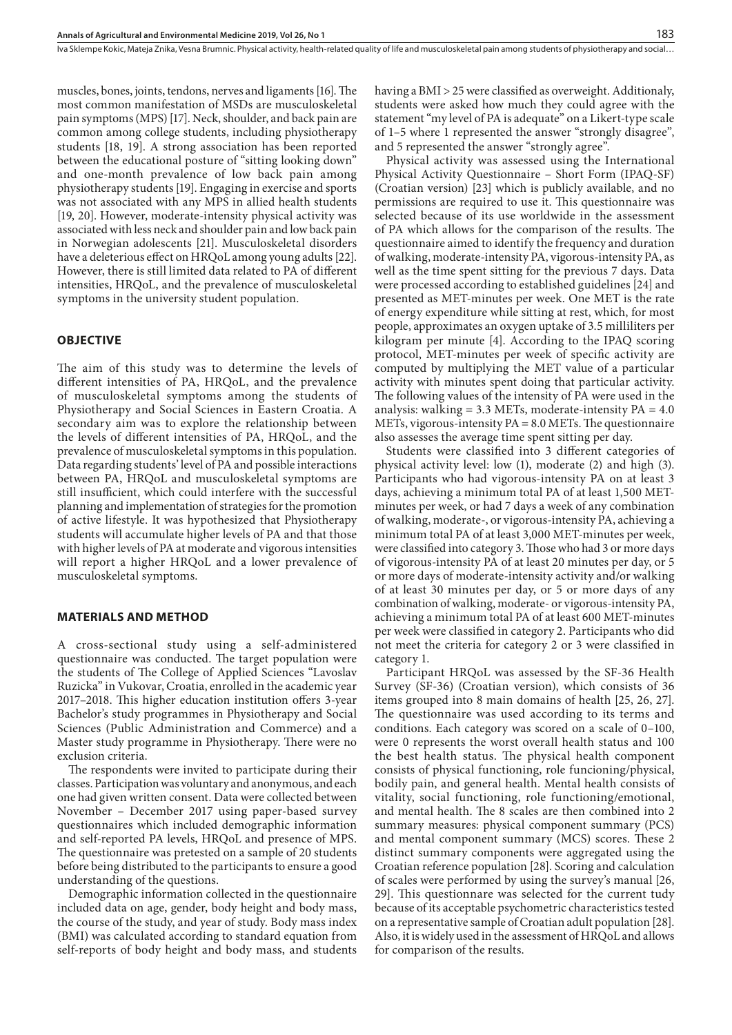muscles, bones, joints, tendons, nerves and ligaments [16]. The most common manifestation of MSDs are musculoskeletal pain symptoms (MPS) [17]. Neck, shoulder, and back pain are common among college students, including physiotherapy students [18, 19]. A strong association has been reported between the educational posture of "sitting looking down" and one-month prevalence of low back pain among physiotherapy students [19]. Engaging in exercise and sports was not associated with any MPS in allied health students [19, 20]. However, moderate-intensity physical activity was associated with less neck and shoulder pain and low back pain in Norwegian adolescents [21]. Musculoskeletal disorders have a deleterious effect on HRQoL among young adults [22]. However, there is still limited data related to PA of different intensities, HRQoL, and the prevalence of musculoskeletal symptoms in the university student population.

## OBJECTIVE

The aim of this study was to determine the levels of different intensities of PA, HRQoL, and the prevalence of musculoskeletal symptoms among the students of Physiotherapy and Social Sciences in Eastern Croatia. A secondary aim was to explore the relationship between the levels of different intensities of PA, HRQoL, and the prevalence of musculoskeletal symptoms in this population. Data regarding students' level of PA and possible interactions between PA, HRQoL and musculoskeletal symptoms are still insufficient, which could interfere with the successful planning and implementation of strategies for the promotion of active lifestyle. It was hypothesized that Physiotherapy students will accumulate higher levels of PA and that those with higher levels of PA at moderate and vigorous intensities will report a higher HRQoL and a lower prevalence of musculoskeletal symptoms.

## MATERIALS AND METHOD

A cross-sectional study using a self-administered questionnaire was conducted. The target population were the students of The College of Applied Sciences "Lavoslav Ruzicka" in Vukovar, Croatia, enrolled in the academic year 2017–2018. This higher education institution offers 3-year Bachelor's study programmes in Physiotherapy and Social Sciences (Public Administration and Commerce) and a Master study programme in Physiotherapy. There were no exclusion criteria.

The respondents were invited to participate during their classes. Participation was voluntary and anonymous, and each one had given written consent. Data were collected between November – December 2017 using paper-based survey questionnaires which included demographic information and self-reported PA levels, HRQoL and presence of MPS. The questionnaire was pretested on a sample of 20 students before being distributed to the participants to ensure a good understanding of the questions.

Demographic information collected in the questionnaire included data on age, gender, body height and body mass, the course of the study, and year of study. Body mass index (BMI) was calculated according to standard equation from self-reports of body height and body mass, and students having a BMI > 25 were classified as overweight. Additionaly, students were asked how much they could agree with the statement "my level of PA is adequate" on a Likert-type scale of 1–5 where 1 represented the answer "strongly disagree", and 5 represented the answer "strongly agree".

Physical activity was assessed using the International Physical Activity Questionnaire – Short Form (IPAQ-SF) (Croatian version) [23] which is publicly available, and no permissions are required to use it. This questionnaire was selected because of its use worldwide in the assessment of PA which allows for the comparison of the results. The questionnaire aimed to identify the frequency and duration of walking, moderate-intensity PA, vigorous-intensity PA, as well as the time spent sitting for the previous 7 days. Data were processed according to established guidelines [24] and presented as MET-minutes per week. One MET is the rate of energy expenditure while sitting at rest, which, for most people, approximates an oxygen uptake of 3.5 milliliters per kilogram per minute [4]. According to the IPAQ scoring protocol, MET-minutes per week of specific activity are computed by multiplying the MET value of a particular activity with minutes spent doing that particular activity. The following values of the intensity of PA were used in the analysis: walking = 3.3 METs, moderate-intensity PA = 4.0 METs, vigorous-intensity PA = 8.0 METs. The questionnaire also assesses the average time spent sitting per day.

Students were classified into 3 different categories of physical activity level: low (1), moderate (2) and high (3). Participants who had vigorous-intensity PA on at least 3 days, achieving a minimum total PA of at least 1,500 MET-minutes per week, or had 7 days a week of any combination of walking, moderate-, or vigorous-intensity PA, achieving a minimum total PA of at least 3,000 MET-minutes per week, were classified into category 3. Those who had 3 or more days of vigorous-intensity PA of at least 20 minutes per day, or 5 or more days of moderate-intensity activity and/or walking of at least 30 minutes per day, or 5 or more days of any combination of walking, moderate- or vigorous-intensity PA, achieving a minimum total PA of at least 600 MET-minutes per week were classified in category 2. Participants who did not meet the criteria for category 2 or 3 were classified in category 1.

Participant HRQoL was assessed by the SF-36 Health Survey (SF-36) (Croatian version), which consists of 36 items grouped into 8 main domains of health [25, 26, 27]. The questionnaire was used according to its terms and conditions. Each category was scored on a scale of 0–100, were 0 represents the worst overall health status and 100 the best health status. The physical health component consists of physical functioning, role funcioning/physical, bodily pain, and general health. Mental health consists of vitality, social functioning, role functioning/emotional, and mental health. The 8 scales are then combined into 2 summary measures: physical component summary (PCS) and mental component summary (MCS) scores. These 2 distinct summary components were aggregated using the Croatian reference population [28]. Scoring and calculation of scales were performed by using the survey's manual [26, 29]. This questionnaire was selected for the current tudy because of its acceptable psychometric characteristics tested on a representative sample of Croatian adult population [28]. Also, it is widely used in the assessment of HRQoL and allows for comparison of the results.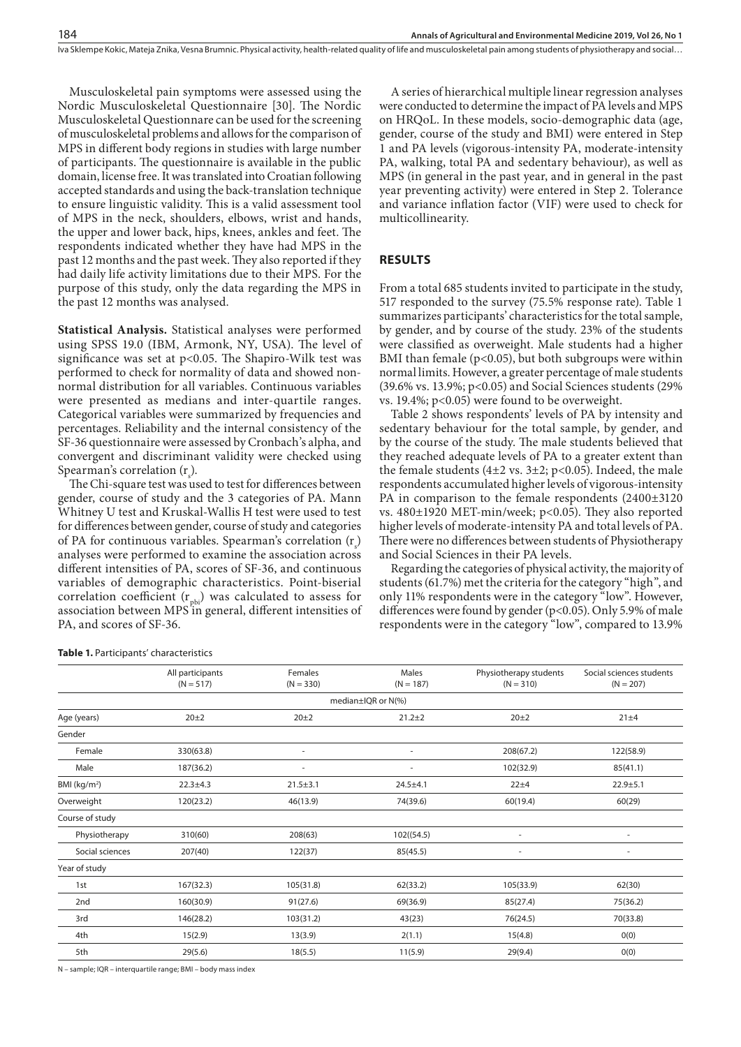Musculoskeletal pain symptoms were assessed using the Nordic Musculoskeletal Questionnaire [30]. The Nordic Musculoskeletal Questionnaire can be used for the screening of musculoskeletal problems and allows for the comparison of MPS in different body regions in studies with large number of participants. The questionnaire is available in the public domain, license free. It was translated into Croatian following accepted standards and using the back-translation technique to ensure linguistic validity. This is a valid assessment tool of MPS in the neck, shoulders, elbows, wrist and hands, the upper and lower back, hips, knees, ankles and feet. The respondents indicated whether they have had MPS in the past 12 months and the past week. They also reported if they had daily life activity limitations due to their MPS. For the purpose of this study, only the data regarding the MPS in the past 12 months was analysed.

**Statistical Analysis.** Statistical analyses were performed using SPSS 19.0 (IBM, Armonk, NY, USA). The level of significance was set at $p<0.05$. The Shapiro-Wilk test was performed to check for normality of data and showed non-normal distribution for all variables. Continuous variables were presented as medians and inter-quartile ranges. Categorical variables were summarized by frequencies and percentages. Reliability and the internal consistency of the SF-36 questionnaire were assessed by Cronbach's alpha, and convergent and discriminant validity were checked using Spearman's correlation ($r_s$).

The Chi-square test was used to test for differences between gender, course of study and the 3 categories of PA. Mann Whitney U test and Kruskal-Wallis H test were used to test for differences between gender, course of study and categories of PA for continuous variables. Spearman's correlation ($r_s$) analyses were performed to examine the association across different intensities of PA, scores of SF-36, and continuous variables of demographic characteristics. Point-biserial correlation coefficient ($r_{pbi}$) was calculated to assess for association between MPS in general, different intensities of PA, and scores of SF-36.

A series of hierarchical multiple linear regression analyses were conducted to determine the impact of PA levels and MPS on HRQoL. In these models, socio-demographic data (age, gender, course of the study and BMI) were entered in Step 1 and PA levels (vigorous-intensity PA, moderate-intensity PA, walking, total PA and sedentary behaviour), as well as MPS (in general in the past year, and in general in the past year preventing activity) were entered in Step 2. Tolerance and variance inflation factor (VIF) were used to check for multicollinearity.

## RESULTS

From a total 685 students invited to participate in the study, 517 responded to the survey (75.5% response rate). Table 1 summarizes participants' characteristics for the total sample, by gender, and by course of the study. 23% of the students were classified as overweight. Male students had a higher BMI than female ($p<0.05$), but both subgroups were within normal limits. However, a greater percentage of male students (39.6% vs. 13.9%; $p<0.05$) and Social Sciences students (29% vs. 19.4%; $p<0.05$) were found to be overweight.

Table 2 shows respondents' levels of PA by intensity and sedentary behaviour for the total sample, by gender, and by the course of the study. The male students believed that they reached adequate levels of PA to a greater extent than the female students (4±2 vs. 3±2; $p<0.05$). Indeed, the male respondents accumulated higher levels of vigorous-intensity PA in comparison to the female respondents (2400±3120 vs. 480±1920 MET-min/week; $p<0.05$). They also reported higher levels of moderate-intensity PA and total levels of PA. There were no differences between students of Physiotherapy and Social Sciences in their PA levels.

Regarding the categories of physical activity, the majority of students (61.7%) met the criteria for the category "high", and only 11% respondents were in the category "low". However, differences were found by gender ($p<0.05$). Only 5.9% of male respondents were in the category "low", compared to 13.9%

**Table 1.** Participants' characteristics

| | All participants (N = 517) | Females (N = 330) | Males (N = 187) | Physiotherapy students (N = 310) | Social sciences students (N = 207) |
|---|---|---|---|---|---|
| | median±IQR or N(%) | | | | |
| Age (years) | 20±2 | 20±2 | 21.2±2 | 20±2 | 21±4 |
| Gender | | | | | |
| Female | 330(63.8) | - | - | 208(67.2) | 122(58.9) |
| Male | 187(36.2) | - | - | 102(32.9) | 85(41.1) |
| BMI (kg/m²) | 22.3±4.3 | 21.5±3.1 | 24.5±4.1 | 22±4 | 22.9±5.1 |
| Overweight | 120(23.2) | 46(13.9) | 74(39.6) | 60(19.4) | 60(29) |
| Course of study | | | | | |
| Physiotherapy | 310(60) | 208(63) | 102((54.5) | - | - |
| Social sciences | 207(40) | 122(37) | 85(45.5) | - | - |
| Year of study | | | | | |
| 1st | 167(32.3) | 105(31.8) | 62(33.2) | 105(33.9) | 62(30) |
| 2nd | 160(30.9) | 91(27.6) | 69(36.9) | 85(27.4) | 75(36.2) |
| 3rd | 146(28.2) | 103(31.2) | 43(23) | 76(24.5) | 70(33.8) |
| 4th | 15(2.9) | 13(3.9) | 2(1.1) | 15(4.8) | 0(0) |
| 5th | 29(5.6) | 18(5.5) | 11(5.9) | 29(9.4) | 0(0) |

N – sample; IQR – interquartile range; BMI – body mass index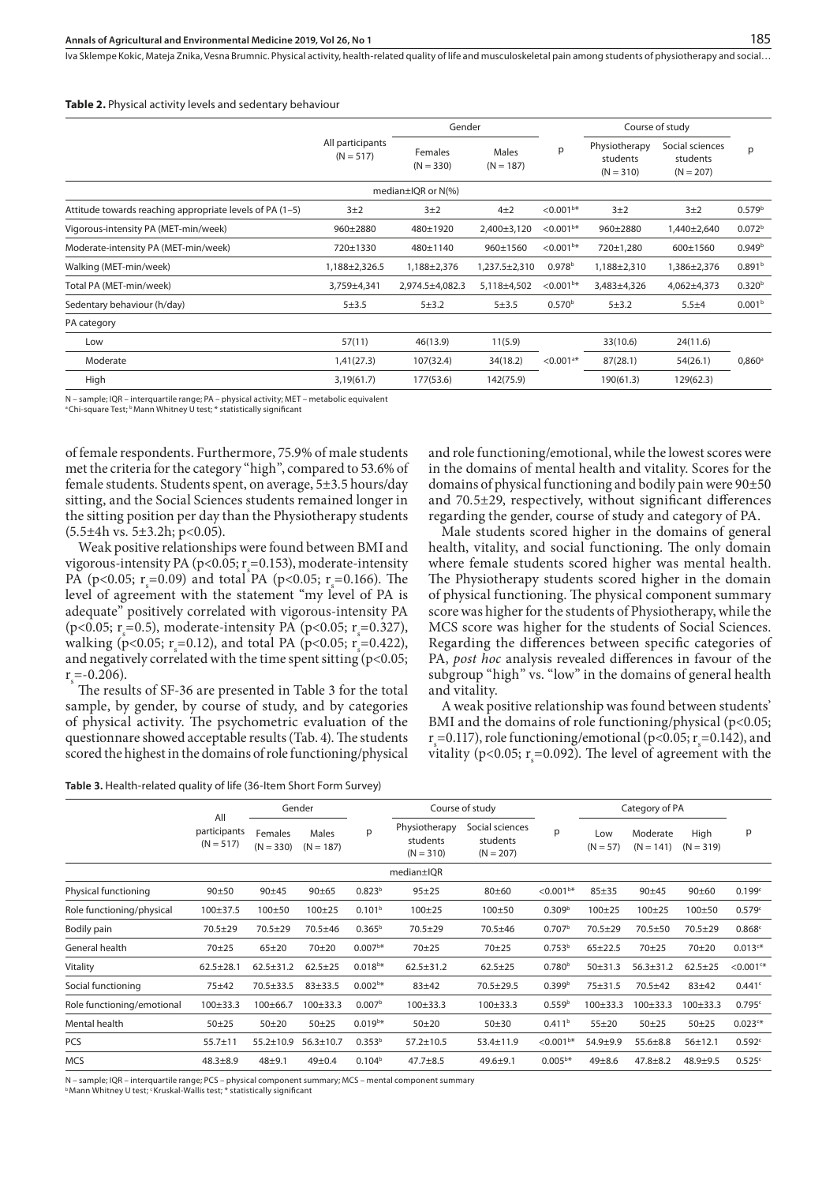**Table 2.** Physical activity levels and sedentary behaviour

| | All participants (N = 517) | Gender | | p | Course of study | | p |
|---|---|---|---|---|---|---|---|
| | | Females (N = 330) | Males (N = 187) | | Physiotherapy students (N = 310) | Social sciences students (N = 207) | |
| | median±IQR or N(%) | | | | | | |
| Attitude towards reaching appropriate levels of PA (1–5) | 3±2 | 3±2 | 4±2 | <0.001[b]* | 3±2 | 3±2 | 0.579[b] |
| Vigorous-intensity PA (MET-min/week) | 960±2880 | 480±1920 | 2,400±3,120 | <0.001[b]* | 960±2880 | 1,440±2,640 | 0.072[b] |
| Moderate-intensity PA (MET-min/week) | 720±1330 | 480±1140 | 960±1560 | <0.001[b]* | 720±1,280 | 600±1560 | 0.949[b] |
| Walking (MET-min/week) | 1,188±2,326.5 | 1,188±2,376 | 1,237.5±2,310 | 0.978[b] | 1,188±2,310 | 1,386±2,376 | 0.891[b] |
| Total PA (MET-min/week) | 3,759±4,341 | 2,974.5±4,082.3 | 5,118±4,502 | <0.001[b]* | 3,483±4,326 | 4,062±4,373 | 0.320[b] |
| Sedentary behaviour (h/day) | 5±3.5 | 5±3.2 | 5±3.5 | 0.570[b] | 5±3.2 | 5.5±4 | 0.001[b] |
| PA category | | | | | | | |
| Low | 57(11) | 46(13.9) | 11(5.9) | <0.001[a]* | 33(10.6) | 24(11.6) | 0,860[a] |
| Moderate | 1,41(27.3) | 107(32.4) | 34(18.2) | | 87(28.1) | 54(26.1) | |
| High | 3,19(61.7) | 177(53.6) | 142(75.9) | | 190(61.3) | 129(62.3) | |

N – sample; IQR – interquartile range; PA – physical activity; MET – metabolic equivalent
[a] Chi-square Test; [b] Mann Whitney U test; * statistically significant

of female respondents. Furthermore, 75.9% of male students met the criteria for the category "high", compared to 53.6% of female students. Students spent, on average, 5±3.5 hours/day sitting, and the Social Sciences students remained longer in the sitting position per day than the Physiotherapy students (5.5±4h vs. 5±3.2h; $p<0.05$).

Weak positive relationships were found between BMI and vigorous-intensity PA ($p<0.05$; $r_s=0.153$), moderate-intensity PA ($p<0.05$; $r_s=0.09$) and total PA ($p<0.05$; $r_s=0.166$). The level of agreement with the statement "my level of PA is adequate" positively correlated with vigorous-intensity PA ($p<0.05$; $r_s=0.5$), moderate-intensity PA ($p<0.05$; $r_s=0.327$), walking ($p<0.05$; $r_s=0.12$), and total PA ($p<0.05$; $r_s=0.422$), and negatively correlated with the time spent sitting ($p<0.05$; $r_s=-0.206$).

The results of SF-36 are presented in Table 3 for the total sample, by gender, by course of study, and by categories of physical activity. The psychometric evaluation of the questionnare showed acceptable results (Tab. 4). The students scored the highest in the domains of role functioning/physical and role functioning/emotional, while the lowest scores were in the domains of mental health and vitality. Scores for the domains of physical functioning and bodily pain were 90±50 and 70.5±29, respectively, without significant differences regarding the gender, course of study and category of PA.

Male students scored higher in the domains of general health, vitality, and social functioning. The only domain where female students scored higher was mental health. The Physiotherapy students scored higher in the domain of physical functioning. The physical component summary score was higher for the students of Physiotherapy, while the MCS score was higher for the students of Social Sciences. Regarding the differences between specific categories of PA, *post hoc* analysis revealed differences in favour of the subgroup "high" vs. "low" in the domains of general health and vitality.

A weak positive relationship was found between students' BMI and the domains of role functioning/physical ($p<0.05$; $r_s=0.117$), role functioning/emotional ($p<0.05$; $r_s=0.142$), and vitality ($p<0.05$; $r_s=0.092$). The level of agreement with the

**Table 3.** Health-related quality of life (36-Item Short Form Survey)

| | All participants (N = 517) | Gender | | p | Course of study | | p | Category of PA | | | p |
|---|---|---|---|---|---|---|---|---|---|---|---|
| | | Females (N = 330) | Males (N = 187) | | Physiotherapy students (N = 310) | Social sciences students (N = 207) | | Low (N = 57) | Moderate (N = 141) | High (N = 319) | |
| | median±IQR | | | | | | | | | | |
| Physical functioning | 90±50 | 90±45 | 90±65 | 0.823[b] | 95±25 | 80±60 | <0.001[b]* | 85±35 | 90±45 | 90±60 | 0.199[c] |
| Role functioning/physical | 100±37.5 | 100±50 | 100±25 | 0.101[b] | 100±25 | 100±50 | 0.309[b] | 100±25 | 100±25 | 100±50 | 0.579[c] |
| Bodily pain | 70.5±29 | 70.5±29 | 70.5±46 | 0.365[b] | 70.5±29 | 70.5±46 | 0.707[b] | 70.5±29 | 70.5±50 | 70.5±29 | 0.868[c] |
| General health | 70±25 | 65±20 | 70±20 | 0.007[b]* | 70±25 | 70±25 | 0.753[b] | 65±22.5 | 70±25 | 70±20 | 0.013[c]* |
| Vitality | 62.5±28.1 | 62.5±31.2 | 62.5±25 | 0.018[b]* | 62.5±31.2 | 62.5±25 | 0.780[b] | 50±31.3 | 56.3±31.2 | 62.5±25 | <0.001[c]* |
| Social functioning | 75±42 | 70.5±33.5 | 83±33.5 | 0.002[b]* | 83±42 | 70.5±29.5 | 0.399[b] | 75±31.5 | 70.5±42 | 83±42 | 0.441[c] |
| Role functioning/emotional | 100±33.3 | 100±66.7 | 100±33.3 | 0.007[b] | 100±33.3 | 100±33.3 | 0.559[b] | 100±33.3 | 100±33.3 | 100±33.3 | 0.795[c] |
| Mental health | 50±25 | 50±20 | 50±25 | 0.019[b]* | 50±20 | 50±30 | 0.411[b] | 55±20 | 50±25 | 50±25 | 0.023[c]* |
| PCS | 55.7±11 | 55.2±10.9 | 56.3±10.7 | 0.353[b] | 57.2±10.5 | 53.4±11.9 | <0.001[b]* | 54.9±9.9 | 55.6±8.8 | 56±12.1 | 0.592[c] |
| MCS | 48.3±8.9 | 48±9.1 | 49±0.4 | 0.104[b] | 47.7±8.5 | 49.6±9.1 | 0.005[b]* | 49±8.6 | 47.8±8.2 | 48.9±9.5 | 0.525[c] |

N – sample; IQR – interquartile range; PCS – physical component summary; MCS – mental component summary
[b] Mann Whitney U test; [c] Kruskal-Wallis test; * statistically significant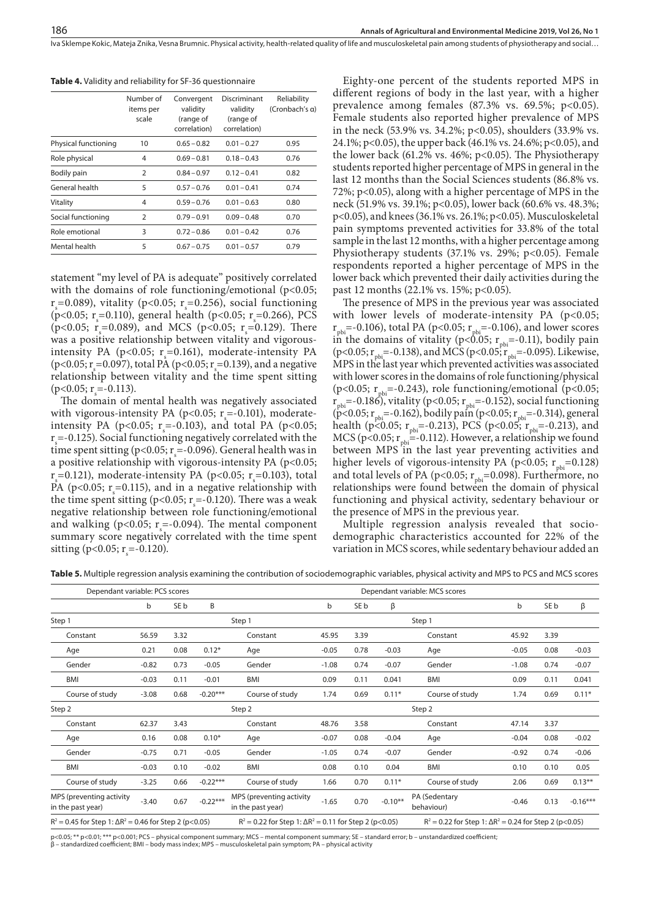**Table 4.** Validity and reliability for SF-36 questionnaire

| | Number of items per scale | Convergent validity (range of correlation) | Discriminant validity (range of correlation) | Reliability (Cronbach's α) |
|---|---|---|---|---|
| Physical functioning | 10 | 0.65 – 0.82 | 0.01 – 0.27 | 0.95 |
| Role physical | 4 | 0.69 – 0.81 | 0.18 – 0.43 | 0.76 |
| Bodily pain | 2 | 0.84 – 0.97 | 0.12 – 0.41 | 0.82 |
| General health | 5 | 0.57 – 0.76 | 0.01 – 0.41 | 0.74 |
| Vitality | 4 | 0.59 – 0.76 | 0.01 – 0.63 | 0.80 |
| Social functioning | 2 | 0.79 – 0.91 | 0.09 – 0.48 | 0.70 |
| Role emotional | 3 | 0.72 – 0.86 | 0.01 – 0.42 | 0.76 |
| Mental health | 5 | 0.67 – 0.75 | 0.01 – 0.57 | 0.79 |

statement "my level of PA is adequate" positively correlated with the domains of role functioning/emotional ($p<0.05$; $r_s=0.089$), vitality ($p<0.05$; $r_s=0.256$), social functioning ($p<0.05$; $r_s=0.110$), general health ($p<0.05$; $r_s=0.266$), PCS ($p<0.05$; $r_s=0.089$), and MCS ($p<0.05$; $r_s=0.129$). There was a positive relationship between vitality and vigorous-intensity PA ($p<0.05$; $r_s=0.161$), moderate-intensity PA ($p<0.05$; $r_s=0.097$), total PA ($p<0.05$; $r_s=0.139$), and a negative relationship between vitality and the time spent sitting ($p<0.05$; $r_s=-0.113$).

The domain of mental health was negatively associated with vigorous-intensity PA ($p<0.05$; $r_s=-0.101$), moderate-intensity PA ($p<0.05$; $r_s=-0.103$), and total PA ($p<0.05$; $r_s=-0.125$). Social functioning negatively correlated with the time spent sitting ($p<0.05$; $r_s=-0.096$). General health was in a positive relationship with vigorous-intensity PA ($p<0.05$; $r_s=0.121$), moderate-intensity PA ($p<0.05$; $r_s=0.103$), total PA ($p<0.05$; $r_s=0.115$), and in a negative relationship with the time spent sitting ($p<0.05$; $r_s=-0.120$). There was a weak negative relationship between role functioning/emotional and walking ($p<0.05$; $r_s=-0.094$). The mental component summary score negatively correlated with the time spent sitting ($p<0.05$; $r_s=-0.120$).

Eighty-one percent of the students reported MPS in different regions of body in the last year, with a higher prevalence among females (87.3% vs. 69.5%; $p<0.05$). Female students also reported higher prevalence of MPS in the neck (53.9% vs. 34.2%; $p<0.05$), shoulders (33.9% vs. 24.1%; $p<0.05$), the upper back (46.1% vs. 24.6%; $p<0.05$), and the lower back (61.2% vs. 46%; $p<0.05$). The Physiotherapy students reported higher percentage of MPS in general in the last 12 months than the Social Sciences students (86.8% vs. 72%; $p<0.05$), along with a higher percentage of MPS in the neck (51.9% vs. 39.1%; $p<0.05$), lower back (60.6% vs. 48.3%; $p<0.05$), and knees (36.1% vs. 26.1%; $p<0.05$). Musculoskeletal pain symptoms prevented activities for 33.8% of the total sample in the last 12 months, with a higher percentage among Physiotherapy students (37.1% vs. 29%; $p<0.05$). Female respondents reported a higher percentage of MPS in the lower back which prevented their daily activities during the past 12 months (22.1% vs. 15%; $p<0.05$).

The presence of MPS in the previous year was associated with lower levels of moderate-intensity PA ($p<0.05$; $r_{pbi}=-0.106$), total PA ($p<0.05$; $r_{pbi}=-0.106$), and lower scores in the domains of vitality ($p<0.05$; $r_{pbi}=-0.11$), bodily pain ($p<0.05$; $r_{pbi}=-0.138$), and MCS ($p<0.05$; $r_{pbi}=-0.095$). Likewise, MPS in the last year which prevented activities was associated with lower scores in the domains of role functioning/physical ($p<0.05$; $r_{pbi}=-0.243$), role functioning/emotional ($p<0.05$; $r_{pbi}=-0.186$), vitality ($p<0.05$; $r_{pbi}=-0.152$), social functioning ($p<0.05$; $r_{pbi}=-0.162$), bodily pain ($p<0.05$; $r_{pbi}=-0.314$), general health ($p<0.05$; $r_{pbi}=-0.213$), PCS ($p<0.05$; $r_{pbi}=-0.213$), and MCS ($p<0.05$; $r_{pbi}=-0.112$). However, a relationship we found between MPS in the last year preventing activities and higher levels of vigorous-intensity PA ($p<0.05$; $r_{pbi}=0.128$) and total levels of PA ($p<0.05$; $r_{pbi}=0.098$). Furthermore, no relationships were found between the domain of physical functioning and physical activity, sedentary behaviour or the presence of MPS in the previous year.

Multiple regression analysis revealed that socio-demographic characteristics accounted for 22% of the variation in MCS scores, while sedentary behaviour added an

**Table 5.** Multiple regression analysis examining the contribution of sociodemographic variables, physical activity and MPS to PCS and MCS scores

| Dependant variable: PCS scores | | | | Dependant variable: MCS scores | | | | | | | |
|---|---|---|---|---|---|---|---|---|---|---|---|
| | b | SE b | Β | | b | SE b | β | | b | SE b | β |
| Step 1 | | | | Step 1 | | | | Step 1 | | | |
| Constant | 56.59 | 3.32 | | Constant | 45.95 | 3.39 | | Constant | 45.92 | 3.39 | |
| Age | 0.21 | 0.08 | 0.12* | Age | -0.05 | 0.78 | -0.03 | Age | -0.05 | 0.08 | -0.03 |
| Gender | -0.82 | 0.73 | -0.05 | Gender | -1.08 | 0.74 | -0.07 | Gender | -1.08 | 0.74 | -0.07 |
| BMI | -0.03 | 0.11 | -0.01 | BMI | 0.09 | 0.11 | 0.041 | BMI | 0.09 | 0.11 | 0.041 |
| Course of study | -3.08 | 0.68 | -0.20*** | Course of study | 1.74 | 0.69 | 0.11* | Course of study | 1.74 | 0.69 | 0.11* |
| Step 2 | | | | Step 2 | | | | Step 2 | | | |
| Constant | 62.37 | 3.43 | | Constant | 48.76 | 3.58 | | Constant | 47.14 | 3.37 | |
| Age | 0.16 | 0.08 | 0.10* | Age | -0.07 | 0.08 | -0.04 | Age | -0.04 | 0.08 | -0.02 |
| Gender | -0.75 | 0.71 | -0.05 | Gender | -1.05 | 0.74 | -0.07 | Gender | -0.92 | 0.74 | -0.06 |
| BMI | -0.03 | 0.10 | -0.02 | BMI | 0.08 | 0.10 | 0.04 | BMI | 0.10 | 0.10 | 0.05 |
| Course of study | -3.25 | 0.66 | -0.22*** | Course of study | 1.66 | 0.70 | 0.11* | Course of study | 2.06 | 0.69 | 0.13** |
| MPS (preventing activity in the past year) | -3.40 | 0.67 | -0.22*** | MPS (preventing activity in the past year) | -1.65 | 0.70 | -0.10** | PA (Sedentary behaviour) | -0.46 | 0.13 | -0.16*** |
| $R^2 = 0.45$ for Step 1: $\Delta R^2 = 0.46$ for Step 2 ($p<0.05$) | | | | $R^2 = 0.22$ for Step 1: $\Delta R^2 = 0.11$ for Step 2 ($p<0.05$) | | | | $R^2 = 0.22$ for Step 1: $\Delta R^2 = 0.24$ for Step 2 ($p<0.05$) | | | |

p<0.05; ** p<0.01; *** p<0.001; PCS – physical component summary; MCS – mental component summary; SE – standard error; b – unstandardized coefficient; β – standardized coefficient; BMI – body mass index; MPS – musculoskeletal pain symptom; PA – physical activity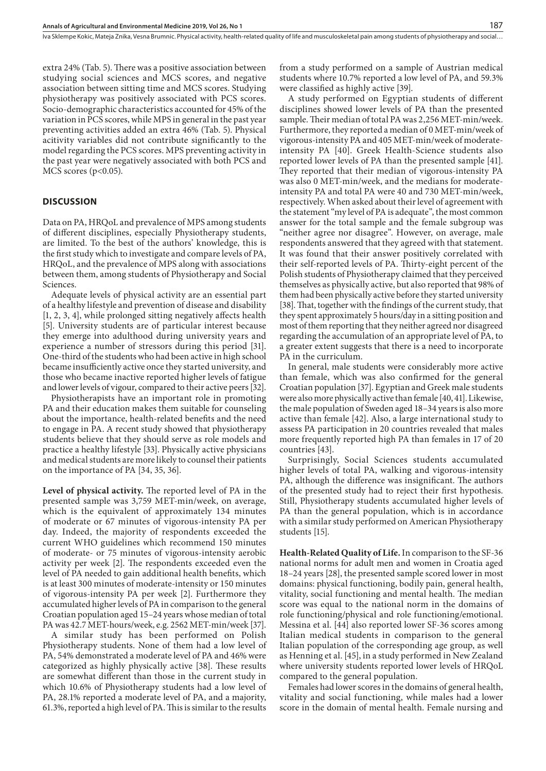extra 24% (Tab. 5). There was a positive association between studying social sciences and MCS scores, and negative association between sitting time and MCS scores. Studying physiotherapy was positively associated with PCS scores. Socio-demographic characteristics accounted for 45% of the variation in PCS scores, while MPS in general in the past year preventing activities added an extra 46% (Tab. 5). Physical acitivity variables did not contribute significantly to the model regarding the PCS scores. MPS preventing activity in the past year were negatively associated with both PCS and MCS scores ($p<0.05$).

## DISCUSSION

Data on PA, HRQoL and prevalence of MPS among students of different disciplines, especially Physiotherapy students, are limited. To the best of the authors' knowledge, this is the first study which to investigate and compare levels of PA, HRQoL, and the prevalence of MPS along with associations between them, among students of Physiotherapy and Social Sciences.

Adequate levels of physical activity are an essential part of a healthy lifestyle and prevention of disease and disability [1, 2, 3, 4], while prolonged sitting negatively affects health [5]. University students are of particular interest because they emerge into adulthood during university years and experience a number of stressors during this period [31]. One-third of the students who had been active in high school became insufficiently active once they started university, and those who became inactive reported higher levels of fatigue and lower levels of vigour, compared to their active peers [32].

Physiotherapists have an important role in promoting PA and their education makes them suitable for counseling about the importance, health-related benefits and the need to engage in PA. A recent study showed that physiotherapy students believe that they should serve as role models and practice a healthy lifestyle [33]. Physically active physicians and medical students are more likely to counsel their patients on the importance of PA [34, 35, 36].

**Level of physical activity.** The reported level of PA in the presented sample was 3,759 MET-min/week, on average, which is the equivalent of approximately 134 minutes of moderate or 67 minutes of vigorous-intensity PA per day. Indeed, the majority of respondents exceeded the current WHO guidelines which recommend 150 minutes of moderate- or 75 minutes of vigorous-intensity aerobic activity per week [2]. The respondents exceeded even the level of PA needed to gain additional health benefits, which is at least 300 minutes of moderate-intensity or 150 minutes of vigorous-intensity PA per week [2]. Furthermore they accumulated higher levels of PA in comparison to the general Croatian population aged 15–24 years whose median of total PA was 42.7 MET-hours/week, e.g. 2562 MET-min/week [37].

A similar study has been performed on Polish Physiotherapy students. None of them had a low level of PA, 54% demonstrated a moderate level of PA and 46% were categorized as highly physically active [38]. These results are somewhat different than those in the current study in which 10.6% of Physiotherapy students had a low level of PA, 28.1% reported a moderate level of PA, and a majority, 61.3%, reported a high level of PA. This is similar to the results from a study performed on a sample of Austrian medical students where 10.7% reported a low level of PA, and 59.3% were classified as highly active [39].

A study performed on Egyptian students of different disciplines showed lower levels of PA than the presented sample. Their median of total PA was 2,256 MET-min/week. Furthermore, they reported a median of 0 MET-min/week of vigorous-intensity PA and 405 MET-min/week of moderate-intensity PA [40]. Greek Health-Science students also reported lower levels of PA than the presented sample [41]. They reported that their median of vigorous-intensity PA was also 0 MET-min/week, and the medians for moderate-intensity PA and total PA were 40 and 730 MET-min/week, respectively. When asked about their level of agreement with the statement "my level of PA is adequate", the most common answer for the total sample and the female subgroup was "neither agree nor disagree". However, on average, male respondents answered that they agreed with that statement. It was found that their answer positively correlated with their self-reported levels of PA. Thirty-eight percent of the Polish students of Physiotherapy claimed that they perceived themselves as physically active, but also reported that 98% of them had been physically active before they started university [38]. That, together with the findings of the current study, that they spent approximately 5 hours/day in a sitting position and most of them reporting that they neither agreed nor disagreed regarding the accumulation of an appropriate level of PA, to a greater extent suggests that there is a need to incorporate PA in the curriculum.

In general, male students were considerably more active than female, which was also confirmed for the general Croatian population [37]. Egyptian and Greek male students were also more physically active than female [40, 41]. Likewise, the male population of Sweden aged 18–34 years is also more active than female [42]. Also, a large international study to assess PA participation in 20 countries revealed that males more frequently reported high PA than females in 17 of 20 countries [43].

Surprisingly, Social Sciences students accumulated higher levels of total PA, walking and vigorous-intensity PA, although the difference was insignificant. The authors of the presented study had to reject their first hypothesis. Still, Physiotherapy students accumulated higher levels of PA than the general population, which is in accordance with a similar study performed on American Physiotherapy students [15].

**Health-Related Quality of Life.** In comparison to the SF-36 national norms for adult men and women in Croatia aged 18–24 years [28], the presented sample scored lower in most domains: physical functioning, bodily pain, general health, vitality, social functioning and mental health. The median score was equal to the national norm in the domains of role functioning/physical and role functioning/emotional. Messina et al. [44] also reported lower SF-36 scores among Italian medical students in comparison to the general Italian population of the corresponding age group, as well as Henning et al. [45], in a study performed in New Zealand where university students reported lower levels of HRQoL compared to the general population.

Females had lower scores in the domains of general health, vitality and social functioning, while males had a lower score in the domain of mental health. Female nursing and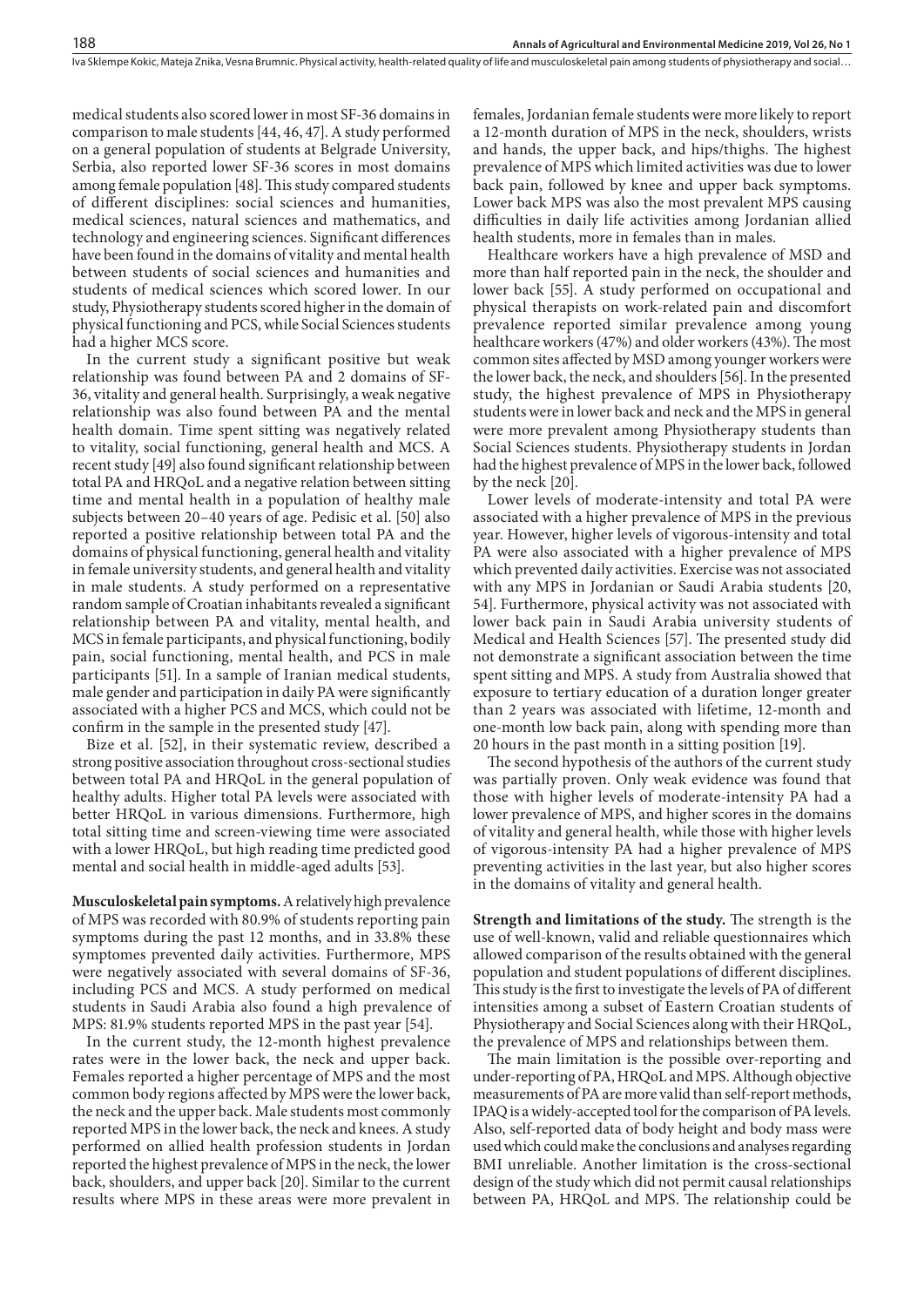medical students also scored lower in most SF-36 domains in comparison to male students [44, 46, 47]. A study performed on a general population of students at Belgrade University, Serbia, also reported lower SF-36 scores in most domains among female population [48]. This study compared students of different disciplines: social sciences and humanities, medical sciences, natural sciences and mathematics, and technology and engineering sciences. Significant differences have been found in the domains of vitality and mental health between students of social sciences and humanities and students of medical sciences which scored lower. In our study, Physiotherapy students scored higher in the domain of physical functioning and PCS, while Social Sciences students had a higher MCS score.

In the current study a significant positive but weak relationship was found between PA and 2 domains of SF-36, vitality and general health. Surprisingly, a weak negative relationship was also found between PA and the mental health domain. Time spent sitting was negatively related to vitality, social functioning, general health and MCS. A recent study [49] also found significant relationship between total PA and HRQoL and a negative relation between sitting time and mental health in a population of healthy male subjects between 20–40 years of age. Pedisic et al. [50] also reported a positive relationship between total PA and the domains of physical functioning, general health and vitality in female university students, and general health and vitality in male students. A study performed on a representative random sample of Croatian inhabitants revealed a significant relationship between PA and vitality, mental health, and MCS in female participants, and physical functioning, bodily pain, social functioning, mental health, and PCS in male participants [51]. In a sample of Iranian medical students, male gender and participation in daily PA were significantly associated with a higher PCS and MCS, which could not be confirm in the sample in the presented study [47].

Bize et al. [52], in their systematic review, described a strong positive association throughout cross-sectional studies between total PA and HRQoL in the general population of healthy adults. Higher total PA levels were associated with better HRQoL in various dimensions. Furthermore, high total sitting time and screen-viewing time were associated with a lower HRQoL, but high reading time predicted good mental and social health in middle-aged adults [53].

**Musculoskeletal pain symptoms.** A relatively high prevalence of MPS was recorded with 80.9% of students reporting pain symptoms during the past 12 months, and in 33.8% these symptomes prevented daily activities. Furthermore, MPS were negatively associated with several domains of SF-36, including PCS and MCS. A study performed on medical students in Saudi Arabia also found a high prevalence of MPS: 81.9% students reported MPS in the past year [54].

In the current study, the 12-month highest prevalence rates were in the lower back, the neck and upper back. Females reported a higher percentage of MPS and the most common body regions affected by MPS were the lower back, the neck and the upper back. Male students most commonly reported MPS in the lower back, the neck and knees. A study performed on allied health profession students in Jordan reported the highest prevalence of MPS in the neck, the lower back, shoulders, and upper back [20]. Similar to the current results where MPS in these areas were more prevalent in females, Jordanian female students were more likely to report a 12-month duration of MPS in the neck, shoulders, wrists and hands, the upper back, and hips/thighs. The highest prevalence of MPS which limited activities was due to lower back pain, followed by knee and upper back symptoms. Lower back MPS was also the most prevalent MPS causing difficulties in daily life activities among Jordanian allied health students, more in females than in males.

Healthcare workers have a high prevalence of MSD and more than half reported pain in the neck, the shoulder and lower back [55]. A study performed on occupational and physical therapists on work-related pain and discomfort prevalence reported similar prevalence among young healthcare workers (47%) and older workers (43%). The most common sites affected by MSD among younger workers were the lower back, the neck, and shoulders [56]. In the presented study, the highest prevalence of MPS in Physiotherapy students were in lower back and neck and the MPS in general were more prevalent among Physiotherapy students than Social Sciences students. Physiotherapy students in Jordan had the highest prevalence of MPS in the lower back, followed by the neck [20].

Lower levels of moderate-intensity and total PA were associated with a higher prevalence of MPS in the previous year. However, higher levels of vigorous-intensity and total PA were also associated with a higher prevalence of MPS which prevented daily activities. Exercise was not associated with any MPS in Jordanian or Saudi Arabia students [20, 54]. Furthermore, physical activity was not associated with lower back pain in Saudi Arabia university students of Medical and Health Sciences [57]. The presented study did not demonstrate a significant association between the time spent sitting and MPS. A study from Australia showed that exposure to tertiary education of a duration longer greater than 2 years was associated with lifetime, 12-month and one-month low back pain, along with spending more than 20 hours in the past month in a sitting position [19].

The second hypothesis of the authors of the current study was partially proven. Only weak evidence was found that those with higher levels of moderate-intensity PA had a lower prevalence of MPS, and higher scores in the domains of vitality and general health, while those with higher levels of vigorous-intensity PA had a higher prevalence of MPS preventing activities in the last year, but also higher scores in the domains of vitality and general health.

**Strength and limitations of the study.** The strength is the use of well-known, valid and reliable questionnaires which allowed comparison of the results obtained with the general population and student populations of different disciplines. This study is the first to investigate the levels of PA of different intensities among a subset of Eastern Croatian students of Physiotherapy and Social Sciences along with their HRQoL, the prevalence of MPS and relationships between them.

The main limitation is the possible over-reporting and under-reporting of PA, HRQoL and MPS. Although objective measurements of PA are more valid than self-report methods, IPAQ is a widely-accepted tool for the comparison of PA levels. Also, self-reported data of body height and body mass were used which could make the conclusions and analyses regarding BMI unreliable. Another limitation is the cross-sectional design of the study which did not permit causal relationships between PA, HRQoL and MPS. The relationship could be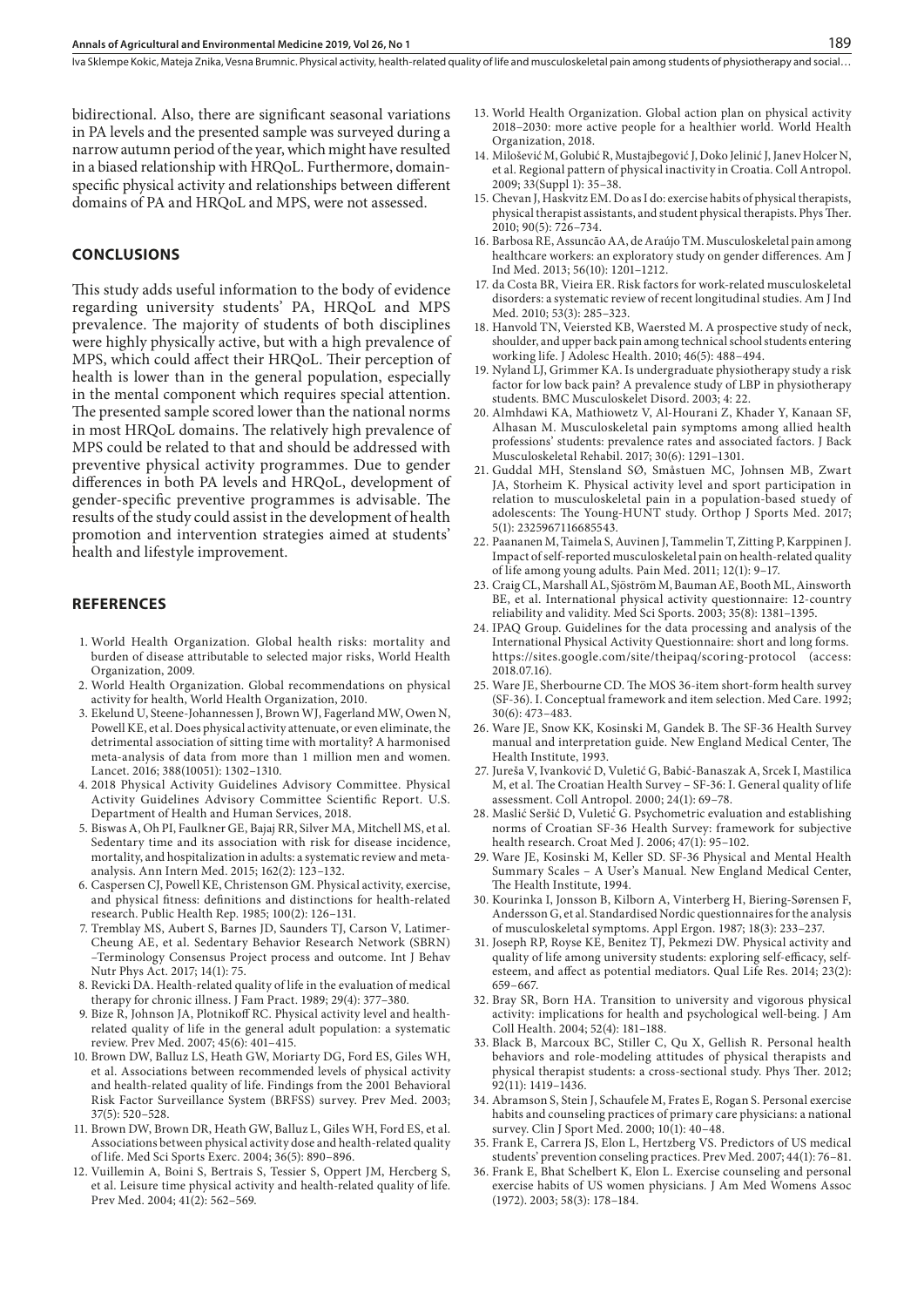bidirectional. Also, there are significant seasonal variations in PA levels and the presented sample was surveyed during a narrow autumn period of the year, which might have resulted in a biased relationship with HRQoL. Furthermore, domain-specific physical activity and relationships between different domains of PA and HRQoL and MPS, were not assessed.

## CONCLUSIONS

This study adds useful information to the body of evidence regarding university students' PA, HRQoL and MPS prevalence. The majority of students of both disciplines were highly physically active, but with a high prevalence of MPS, which could affect their HRQoL. Their perception of health is lower than in the general population, especially in the mental component which requires special attention. The presented sample scored lower than the national norms in most HRQoL domains. The relatively high prevalence of MPS could be related to that and should be addressed with preventive physical activity programmes. Due to gender differences in both PA levels and HRQoL, development of gender-specific preventive programmes is advisable. The results of the study could assist in the development of health promotion and intervention strategies aimed at students' health and lifestyle improvement.

## REFERENCES

1. World Health Organization. Global health risks: mortality and burden of disease attributable to selected major risks, World Health Organization, 2009.
2. World Health Organization. Global recommendations on physical activity for health, World Health Organization, 2010.
3. Ekelund U, Steene-Johannessen J, Brown WJ, Fagerland MW, Owen N, Powell KE, et al. Does physical activity attenuate, or even eliminate, the detrimental association of sitting time with mortality? A harmonised meta-analysis of data from more than 1 million men and women. Lancet. 2016; 388(10051): 1302–1310.
4. 2018 Physical Activity Guidelines Advisory Committee. Physical Activity Guidelines Advisory Committee Scientific Report. U.S. Department of Health and Human Services, 2018.
5. Biswas A, Oh PI, Faulkner GE, Bajaj RR, Silver MA, Mitchell MS, et al. Sedentary time and its association with risk for disease incidence, mortality, and hospitalization in adults: a systematic review and meta-analysis. Ann Intern Med. 2015; 162(2): 123–132.
6. Caspersen CJ, Powell KE, Christenson GM. Physical activity, exercise, and physical fitness: definitions and distinctions for health-related research. Public Health Rep. 1985; 100(2): 126–131.
7. Tremblay MS, Aubert S, Barnes JD, Saunders TJ, Carson V, Latimer-Cheung AE, et al. Sedentary Behavior Research Network (SBRN) –Terminology Consensus Project process and outcome. Int J Behav Nutr Phys Act. 2017; 14(1): 75.
8. Revicki DA. Health-related quality of life in the evaluation of medical therapy for chronic illness. J Fam Pract. 1989; 29(4): 377–380.
9. Bize R, Johnson JA, Plotnikoff RC. Physical activity level and health-related quality of life in the general adult population: a systematic review. Prev Med. 2007; 45(6): 401–415.
10. Brown DW, Balluz LS, Heath GW, Moriarty DG, Ford ES, Giles WH, et al. Associations between recommended levels of physical activity and health-related quality of life. Findings from the 2001 Behavioral Risk Factor Surveillance System (BRFSS) survey. Prev Med. 2003; 37(5): 520–528.
11. Brown DW, Brown DR, Heath GW, Balluz L, Giles WH, Ford ES, et al. Associations between physical activity dose and health-related quality of life. Med Sci Sports Exerc. 2004; 36(5): 890–896.
12. Vuillemin A, Boini S, Bertrais S, Tessier S, Oppert JM, Hercberg S, et al. Leisure time physical activity and health-related quality of life. Prev Med. 2004; 41(2): 562–569.
13. World Health Organization. Global action plan on physical activity 2018–2030: more active people for a healthier world. World Health Organization, 2018.
14. Milošević M, Golubić R, Mustajbegović J, Doko Jelinić J, Janev Holcer N, et al. Regional pattern of physical inactivity in Croatia. Coll Antropol. 2009; 33(Suppl 1): 35–38.
15. Chevan J, Haskvitz EM. Do as I do: exercise habits of physical therapists, physical therapist assistants, and student physical therapists. Phys Ther. 2010; 90(5): 726–734.
16. Barbosa RE, Assuncão AA, de Araújo TM. Musculoskeletal pain among healthcare workers: an exploratory study on gender differences. Am J Ind Med. 2013; 56(10): 1201–1212.
17. da Costa BR, Vieira ER. Risk factors for work-related musculoskeletal disorders: a systematic review of recent longitudinal studies. Am J Ind Med. 2010; 53(3): 285–323.
18. Hanvold TN, Veiersted KB, Waersted M. A prospective study of neck, shoulder, and upper back pain among technical school students entering working life. J Adolesc Health. 2010; 46(5): 488–494.
19. Nyland LJ, Grimmer KA. Is undergraduate physiotherapy study a risk factor for low back pain? A prevalence study of LBP in physiotherapy students. BMC Musculoskelet Disord. 2003; 4: 22.
20. Almhdawi KA, Mathiowetz V, Al-Hourani Z, Khader Y, Kanaan SF, Alhasan M. Musculoskeletal pain symptoms among allied health professions' students: prevalence rates and associated factors. J Back Musculoskeletal Rehabil. 2017; 30(6): 1291–1301.
21. Guddal MH, Stensland SØ, Småstuen MC, Johnsen MB, Zwart JA, Storheim K. Physical activity level and sport participation in relation to musculoskeletal pain in a population-based stuedy of adolescents: The Young-HUNT study. Orthop J Sports Med. 2017; 5(1): 2325967116685543.
22. Paananen M, Taimela S, Auvinen J, Tammelin T, Zitting P, Karppinen J. Impact of self-reported musculoskeletal pain on health-related quality of life among young adults. Pain Med. 2011; 12(1): 9–17.
23. Craig CL, Marshall AL, Sjöström M, Bauman AE, Booth ML, Ainsworth BE, et al. International physical activity questionnaire: 12-country reliability and validity. Med Sci Sports. 2003; 35(8): 1381–1395.
24. IPAQ Group. Guidelines for the data processing and analysis of the International Physical Activity Questionnaire: short and long forms. https://sites.google.com/site/theipaq/scoring-protocol (access: 2018.07.16).
25. Ware JE, Sherbourne CD. The MOS 36-item short-form health survey (SF-36). I. Conceptual framework and item selection. Med Care. 1992; 30(6): 473–483.
26. Ware JE, Snow KK, Kosinski M, Gandek B. The SF-36 Health Survey manual and interpretation guide. New England Medical Center, The Health Institute, 1993.
27. Jureša V, Ivanković D, Vuletić G, Babić-Banaszak A, Srcek I, Mastilica M, et al. The Croatian Health Survey – SF-36: I. General quality of life assessment. Coll Antropol. 2000; 24(1): 69–78.
28. Maslić Seršić D, Vuletić G. Psychometric evaluation and establishing norms of Croatian SF-36 Health Survey: framework for subjective health research. Croat Med J. 2006; 47(1): 95–102.
29. Ware JE, Kosinski M, Keller SD. SF-36 Physical and Mental Health Summary Scales – A User's Manual. New England Medical Center, The Health Institute, 1994.
30. Kourinka I, Jonsson B, Kilborn A, Vinterberg H, Biering-Sørensen F, Andersson G, et al. Standardised Nordic questionnaires for the analysis of musculoskeletal symptoms. Appl Ergon. 1987; 18(3): 233–237.
31. Joseph RP, Royse KE, Benitez TJ, Pekmezi DW. Physical activity and quality of life among university students: exploring self-efficacy, self-esteem, and affect as potential mediators. Qual Life Res. 2014; 23(2): 659–667.
32. Bray SR, Born HA. Transition to university and vigorous physical activity: implications for health and psychological well-being. J Am Coll Health. 2004; 52(4): 181–188.
33. Black B, Marcoux BC, Stiller C, Qu X, Gellish R. Personal health behaviors and role-modeling attitudes of physical therapists and physical therapist students: a cross-sectional study. Phys Ther. 2012; 92(11): 1419–1436.
34. Abramson S, Stein J, Schaufele M, Frates E, Rogan S. Personal exercise habits and counseling practices of primary care physicians: a national survey. Clin J Sport Med. 2000; 10(1): 40–48.
35. Frank E, Carrera JS, Elon L, Hertzberg VS. Predictors of US medical students' prevention conseling practices. Prev Med. 2007; 44(1): 76–81.
36. Frank E, Bhat Schelbert K, Elon L. Exercise counseling and personal exercise habits of US women physicians. J Am Med Womens Assoc (1972). 2003; 58(3): 178–184.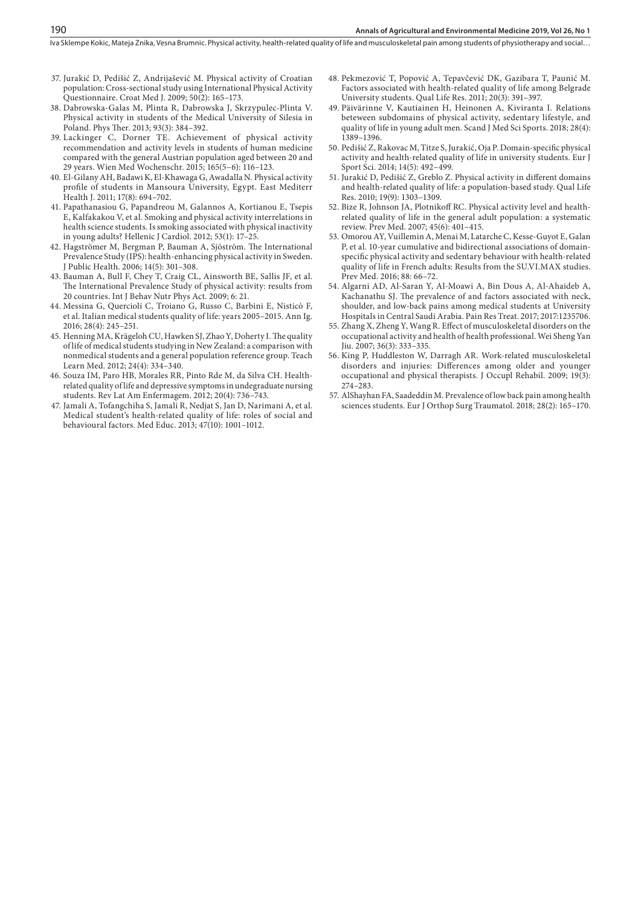37. Jurakić D, Pedišić Z, Andrijašević M. Physical activity of Croatian population: Cross-sectional study using International Physical Activity Questionnaire. Croat Med J. 2009; 50(2): 165–173.
38. Dabrowska-Galas M, Plinta R, Dabrowska J, Skrzypulec-Plinta V. Physical activity in students of the Medical University of Silesia in Poland. Phys Ther. 2013; 93(3): 384–392.
39. Lackinger C, Dorner TE. Achievement of physical activity recommendation and activity levels in students of human medicine compared with the general Austrian population aged between 20 and 29 years. Wien Med Wochenschr. 2015; 165(5–6): 116–123.
40. El-Gilany AH, Badawi K, El-Khawaga G, Awadalla N. Physical activity profile of students in Mansoura University, Egypt. East Mediterr Health J. 2011; 17(8): 694–702.
41. Papathanasiou G, Papandreou M, Galannos A, Kortianou E, Tsepis E, Kalfakakou V, et al. Smoking and physical activity interrelations in health science students. Is smoking associated with physical inactivity in young adults? Hellenic J Cardiol. 2012; 53(1): 17–25.
42. Hagströmer M, Bergman P, Bauman A, Sjöström. The International Prevalence Study (IPS): health-enhancing physical activity in Sweden. J Public Health. 2006; 14(5): 301–308.
43. Bauman A, Bull F, Chey T, Craig CL, Ainsworth BE, Sallis JF, et al. The International Prevalence Study of physical activity: results from 20 countries. Int J Behav Nutr Phys Act. 2009; 6: 21.
44. Messina G, Quercioli C, Troiano G, Russo C, Barbini E, Nisticò F, et al. Italian medical students quality of life: years 2005–2015. Ann Ig. 2016; 28(4): 245–251.
45. Henning MA, Krägeloh CU, Hawken SJ, Zhao Y, Doherty I. The quality of life of medical students studying in New Zealand: a comparison with nonmedical students and a general population reference group. Teach Learn Med. 2012; 24(4): 334–340.
46. Souza IM, Paro HB, Morales RR, Pinto Rde M, da Silva CH. Health-related quality of life and depressive symptoms in undegraduate nursing students. Rev Lat Am Enfermagem. 2012; 20(4): 736–743.
47. Jamali A, Tofangchiha S, Jamali R, Nedjat S, Jan D, Narimani A, et al. Medical student's health-related quality of life: roles of social and behavioural factors. Med Educ. 2013; 47(10): 1001–1012.
48. Pekmezović T, Popović A, Tepavčević DK, Gazibara T, Paunić M. Factors associated with health-related quality of life among Belgrade University students. Qual Life Res. 2011; 20(3): 391–397.
49. Päivärinne V, Kautiainen H, Heinonen A, Kiviranta I. Relations beteween subdomains of physical activity, sedentary lifestyle, and quality of life in young adult men. Scand J Med Sci Sports. 2018; 28(4): 1389–1396.
50. Pedišić Z, Rakovac M, Titze S, Jurakić, Oja P. Domain-specific physical activity and health-related quality of life in university students. Eur J Sport Sci. 2014; 14(5): 492–499.
51. Jurakić D, Pedišić Z, Greblo Z. Physical activity in different domains and health-related quality of life: a population-based study. Qual Life Res. 2010; 19(9): 1303–1309.
52. Bize R, Johnson JA, Plotnikoff RC. Physical activity level and health-related quality of life in the general adult population: a systematic review. Prev Med. 2007; 45(6): 401–415.
53. Omorou AY, Vuillemin A, Menai M, Latarche C, Kesse-Guyot E, Galan P, et al. 10-year cumulative and bidirectional associations of domain-specific physical activity and sedentary behaviour with health-related quality of life in French adults: Results from the SU.VI.MAX studies. Prev Med. 2016; 88: 66–72.
54. Algarni AD, Al-Saran Y, Al-Moawi A, Bin Dous A, Al-Ahaideb A, Kachanathu SJ. The prevalence of and factors associated with neck, shoulder, and low-back pains among medical students at University Hospitals in Central Saudi Arabia. Pain Res Treat. 2017; 2017:1235706.
55. Zhang X, Zheng Y, Wang R. Effect of musculoskeletal disorders on the occupational activity and health of health professional. Wei Sheng Yan Jiu. 2007; 36(3): 333–335.
56. King P, Huddleston W, Darragh AR. Work-related musculoskeletal disorders and injuries: Differences among older and younger occupational and physical therapists. J Occupl Rehabil. 2009; 19(3): 274–283.
57. AlShayhan FA, Saadeddin M. Prevalence of low back pain among health sciences students. Eur J Orthop Surg Traumatol. 2018; 28(2): 165–170.